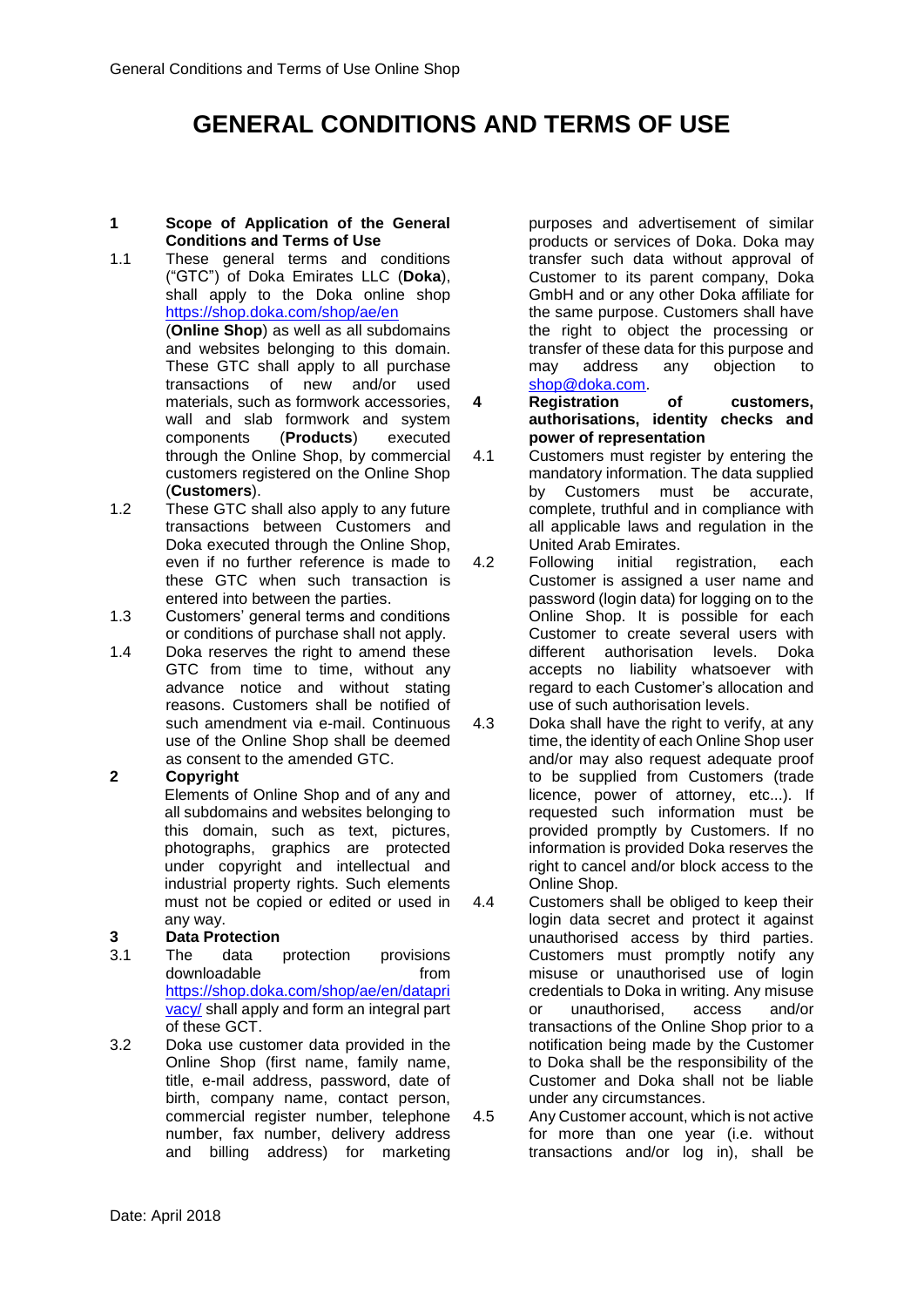# GENERAL CONDITIONS AND TERMS OF USE

**1 Scope of Application of the General Conditions and Terms of Use**

1.1 These general terms and conditions ("GTC") of Doka Emirates LLC (**Doka**), shall apply to the Doka online shop https://shop.doka.com/shop/ae/en (**Online Shop**) as well as all subdomains and websites belonging to this domain. These GTC shall apply to all purchase transactions of new and/or used materials, such as formwork accessories, wall and slab formwork and system components (**Products**) executed through the Online Shop, by commercial customers registered on the Online Shop (**Customers**).

1.2 These GTC shall also apply to any future transactions between Customers and Doka executed through the Online Shop, even if no further reference is made to these GTC when such transaction is entered into between the parties.

1.3 Customers' general terms and conditions or conditions of purchase shall not apply.

1.4 Doka reserves the right to amend these GTC from time to time, without any advance notice and without stating reasons. Customers shall be notified of such amendment via e-mail. Continuous use of the Online Shop shall be deemed as consent to the amended GTC.

**2 Copyright**

Elements of Online Shop and of any and all subdomains and websites belonging to this domain, such as text, pictures, photographs, graphics are protected under copyright and intellectual and industrial property rights. Such elements must not be copied or edited or used in any way.

**3 Data Protection**

3.1 The data protection provisions downloadable from https://shop.doka.com/shop/ae/en/ataprivacy/ shall apply and form an integral part of these GCT.

3.2 Doka use customer data provided in the Online Shop (first name, family name, title, e-mail address, password, date of birth, company name, contact person, commercial register number, telephone number, fax number, delivery address and billing address) for marketing purposes and advertisement of similar products or services of Doka. Doka may transfer such data without approval of Customer to its parent company, Doka GmbH and or any other Doka affiliate for the same purpose. Customers shall have the right to object the processing or transfer of these data for this purpose and may address any objection to shop@doka.com.

**4 Registration of customers, authorisations, identity checks and power of representation**

4.1 Customers must register by entering the mandatory information. The data supplied by Customers must be accurate, complete, truthful and in compliance with all applicable laws and regulation in the United Arab Emirates.

4.2 Following initial registration, each Customer is assigned a user name and password (login data) for logging on to the Online Shop. It is possible for each Customer to create several users with different authorisation levels. Doka accepts no liability whatsoever with regard to each Customer's allocation and use of such authorisation levels.

4.3 Doka shall have the right to verify, at any time, the identity of each Online Shop user and/or may also request adequate proof to be supplied from Customers (trade licence, power of attorney, etc...). If requested such information must be provided promptly by Customers. If no information is provided Doka reserves the right to cancel and/or block access to the Online Shop.

4.4 Customers shall be obliged to keep their login data secret and protect it against unauthorised access by third parties. Customers must promptly notify any misuse or unauthorised use of login credentials to Doka in writing. Any misuse or unauthorised, access and/or transactions of the Online Shop prior to a notification being made by the Customer to Doka shall be the responsibility of the Customer and Doka shall not be liable under any circumstances.

4.5 Any Customer account, which is not active for more than one year (i.e. without transactions and/or log in), shall be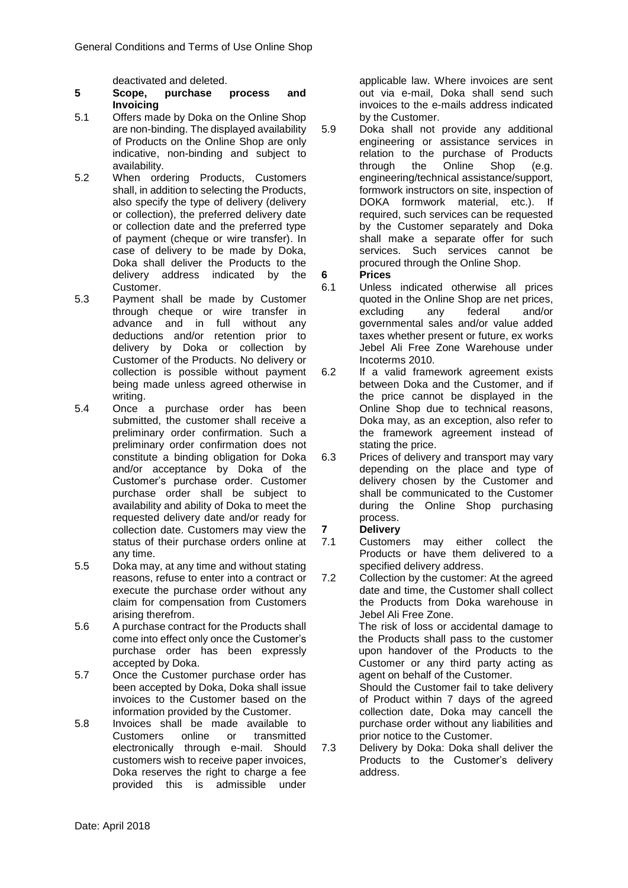deactivated and deleted.

## 5 Scope, purchase process and Invoicing

5.1 Offers made by Doka on the Online Shop are non-binding. The displayed availability of Products on the Online Shop are only indicative, non-binding and subject to availability.

5.2 When ordering Products, Customers shall, in addition to selecting the Products, also specify the type of delivery (delivery or collection), the preferred delivery date or collection date and the preferred type of payment (cheque or wire transfer). In case of delivery to be made by Doka, Doka shall deliver the Products to the delivery address indicated by the Customer.

5.3 Payment shall be made by Customer through cheque or wire transfer in advance and in full without any deductions and/or retention prior to delivery by Doka or collection by Customer of the Products. No delivery or collection is possible without payment being made unless agreed otherwise in writing.

5.4 Once a purchase order has been submitted, the customer shall receive a preliminary order confirmation. Such a preliminary order confirmation does not constitute a binding obligation for Doka and/or acceptance by Doka of the Customer's purchase order. Customer purchase order shall be subject to availability and ability of Doka to meet the requested delivery date and/or ready for collection date. Customers may view the status of their purchase orders online at any time.

5.5 Doka may, at any time and without stating reasons, refuse to enter into a contract or execute the purchase order without any claim for compensation from Customers arising therefrom.

5.6 A purchase contract for the Products shall come into effect only once the Customer's purchase order has been expressly accepted by Doka.

5.7 Once the Customer purchase order has been accepted by Doka, Doka shall issue invoices to the Customer based on the information provided by the Customer.

5.8 Invoices shall be made available to Customers online or transmitted electronically through e-mail. Should customers wish to receive paper invoices, Doka reserves the right to charge a fee provided this is admissible under applicable law. Where invoices are sent out via e-mail, Doka shall send such invoices to the e-mails address indicated by the Customer.

5.9 Doka shall not provide any additional engineering or assistance services in relation to the purchase of Products through the Online Shop (e.g. engineering/technical assistance/support, formwork instructors on site, inspection of DOKA formwork material, etc.). If required, such services can be requested by the Customer separately and Doka shall make a separate offer for such services. Such services cannot be procured through the Online Shop.

## 6 Prices

6.1 Unless indicated otherwise all prices quoted in the Online Shop are net prices, excluding any federal and/or governmental sales and/or value added taxes whether present or future, ex works Jebel Ali Free Zone Warehouse under Incoterms 2010.

6.2 If a valid framework agreement exists between Doka and the Customer, and if the price cannot be displayed in the Online Shop due to technical reasons, Doka may, as an exception, also refer to the framework agreement instead of stating the price.

6.3 Prices of delivery and transport may vary depending on the place and type of delivery chosen by the Customer and shall be communicated to the Customer during the Online Shop purchasing process.

## 7 Delivery

7.1 Customers may either collect the Products or have them delivered to a specified delivery address.

7.2 Collection by the customer: At the agreed date and time, the Customer shall collect the Products from Doka warehouse in Jebel Ali Free Zone.

The risk of loss or accidental damage to the Products shall pass to the customer upon handover of the Products to the Customer or any third party acting as agent on behalf of the Customer.

Should the Customer fail to take delivery of Product within 7 days of the agreed collection date, Doka may cancell the purchase order without any liabilities and prior notice to the Customer.

7.3 Delivery by Doka: Doka shall deliver the Products to the Customer's delivery address.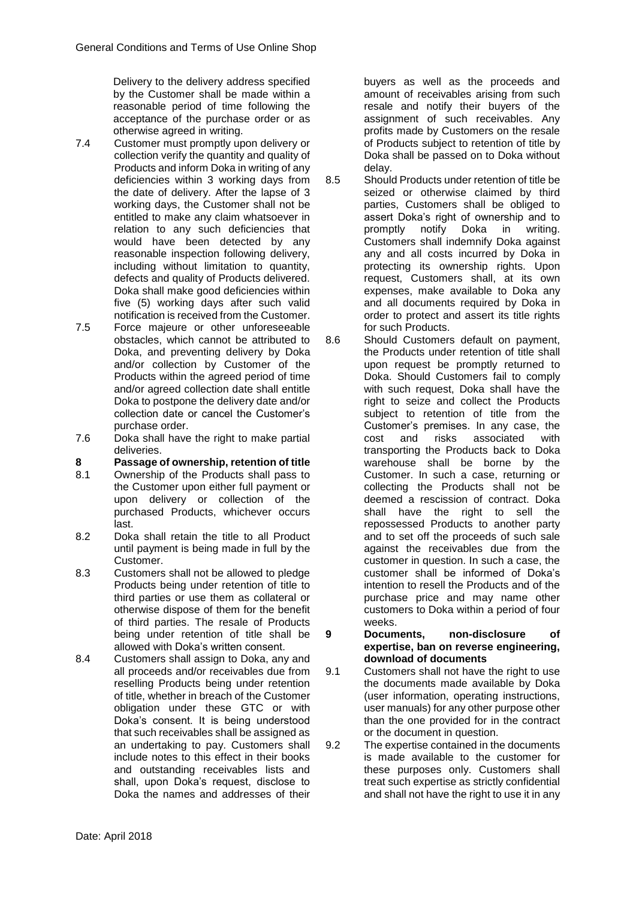Delivery to the delivery address specified by the Customer shall be made within a reasonable period of time following the acceptance of the purchase order or as otherwise agreed in writing.

7.4 Customer must promptly upon delivery or collection verify the quantity and quality of Products and inform Doka in writing of any deficiencies within 3 working days from the date of delivery. After the lapse of 3 working days, the Customer shall not be entitled to make any claim whatsoever in relation to any such deficiencies that would have been detected by any reasonable inspection following delivery, including without limitation to quantity, defects and quality of Products delivered. Doka shall make good deficiencies within five (5) working days after such valid notification is received from the Customer.

7.5 Force majeure or other unforeseeable obstacles, which cannot be attributed to Doka, and preventing delivery by Doka and/or collection by Customer of the Products within the agreed period of time and/or agreed collection date shall entitle Doka to postpone the delivery date and/or collection date or cancel the Customer's purchase order.

7.6 Doka shall have the right to make partial deliveries.

## 8 Passage of ownership, retention of title

8.1 Ownership of the Products shall pass to the Customer upon either full payment or upon delivery or collection of the purchased Products, whichever occurs last.

8.2 Doka shall retain the title to all Product until payment is being made in full by the Customer.

8.3 Customers shall not be allowed to pledge Products being under retention of title to third parties or use them as collateral or otherwise dispose of them for the benefit of third parties. The resale of Products being under retention of title shall be allowed with Doka's written consent.

8.4 Customers shall assign to Doka, any and all proceeds and/or receivables due from reselling Products being under retention of title, whether in breach of the Customer obligation under these GTC or with Doka's consent. It is being understood that such receivables shall be assigned as an undertaking to pay. Customers shall include notes to this effect in their books and outstanding receivables lists and shall, upon Doka's request, disclose to Doka the names and addresses of their buyers as well as the proceeds and amount of receivables arising from such resale and notify their buyers of the assignment of such receivables. Any profits made by Customers on the resale of Products subject to retention of title by Doka shall be passed on to Doka without delay.

8.5 Should Products under retention of title be seized or otherwise claimed by third parties, Customers shall be obliged to assert Doka's right of ownership and to promptly notify Doka in writing. Customers shall indemnify Doka against any and all costs incurred by Doka in protecting its ownership rights. Upon request, Customers shall, at its own expenses, make available to Doka any and all documents required by Doka in order to protect and assert its title rights for such Products.

8.6 Should Customers default on payment, the Products under retention of title shall upon request be promptly returned to Doka. Should Customers fail to comply with such request, Doka shall have the right to seize and collect the Products subject to retention of title from the Customer's premises. In any case, the cost and risks associated with transporting the Products back to Doka warehouse shall be borne by the Customer. In such a case, returning or collecting the Products shall not be deemed a rescission of contract. Doka shall have the right to sell the repossessed Products to another party and to set off the proceeds of such sale against the receivables due from the customer in question. In such a case, the customer shall be informed of Doka's intention to resell the Products and of the purchase price and may name other customers to Doka within a period of four weeks.

## 9 Documents, non-disclosure of expertise, ban on reverse engineering, download of documents

9.1 Customers shall not have the right to use the documents made available by Doka (user information, operating instructions, user manuals) for any other purpose other than the one provided for in the contract or the document in question.

9.2 The expertise contained in the documents is made available to the customer for these purposes only. Customers shall treat such expertise as strictly confidential and shall not have the right to use it in any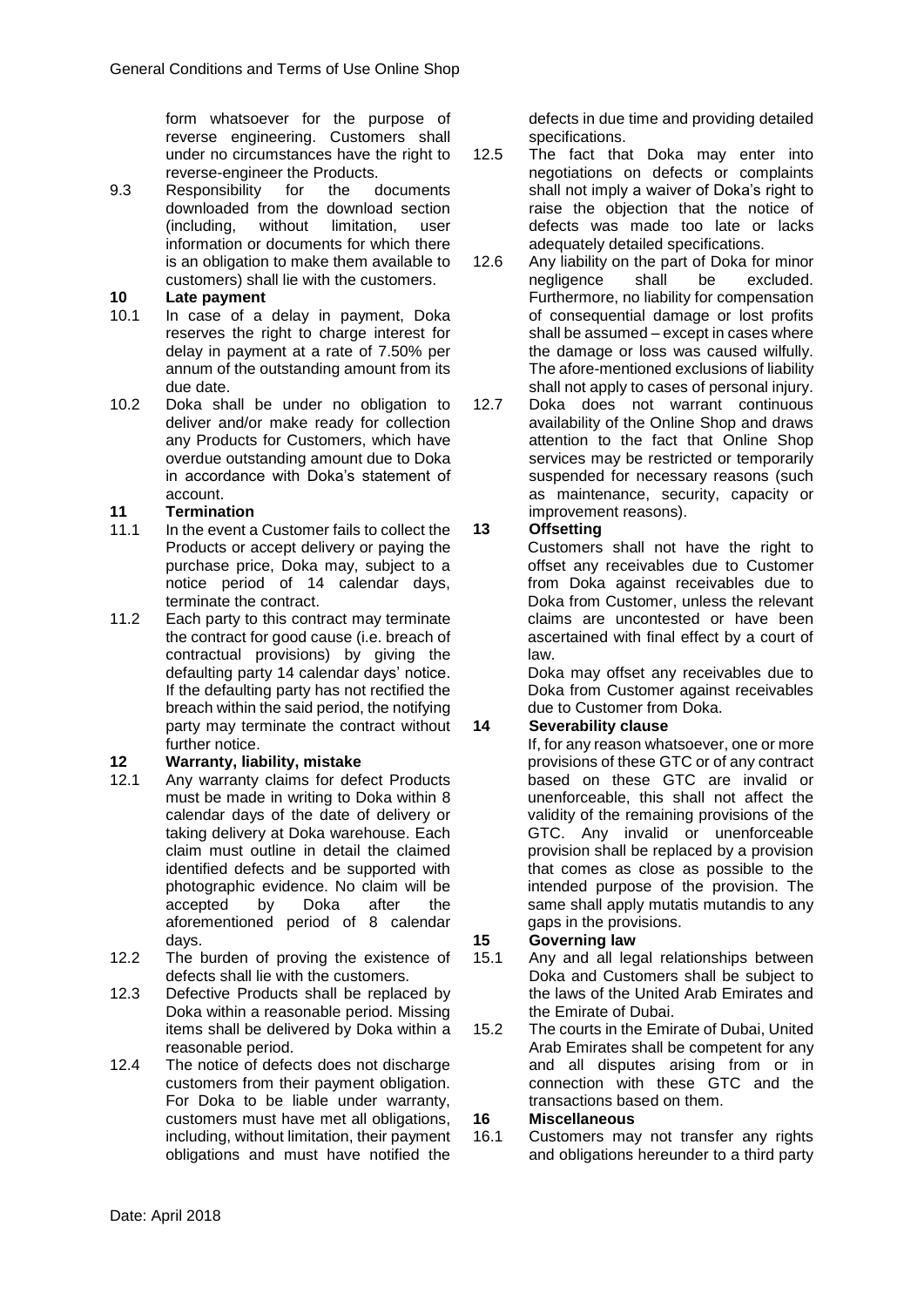form whatsoever for the purpose of reverse engineering. Customers shall under no circumstances have the right to reverse-engineer the Products.

9.3 Responsibility for the documents downloaded from the download section (including, without limitation, user information or documents for which there is an obligation to make them available to customers) shall lie with the customers.

## 10 Late payment

10.1 In case of a delay in payment, Doka reserves the right to charge interest for delay in payment at a rate of 7.50% per annum of the outstanding amount from its due date.

10.2 Doka shall be under no obligation to deliver and/or make ready for collection any Products for Customers, which have overdue outstanding amount due to Doka in accordance with Doka's statement of account.

## 11 Termination

11.1 In the event a Customer fails to collect the Products or accept delivery or paying the purchase price, Doka may, subject to a notice period of 14 calendar days, terminate the contract.

11.2 Each party to this contract may terminate the contract for good cause (i.e. breach of contractual provisions) by giving the defaulting party 14 calendar days' notice. If the defaulting party has not rectified the breach within the said period, the notifying party may terminate the contract without further notice.

## 12 Warranty, liability, mistake

12.1 Any warranty claims for defect Products must be made in writing to Doka within 8 calendar days of the date of delivery or taking delivery at Doka warehouse. Each claim must outline in detail the claimed identified defects and be supported with photographic evidence. No claim will be accepted by Doka after the aforementioned period of 8 calendar days.

12.2 The burden of proving the existence of defects shall lie with the customers.

12.3 Defective Products shall be replaced by Doka within a reasonable period. Missing items shall be delivered by Doka within a reasonable period.

12.4 The notice of defects does not discharge customers from their payment obligation. For Doka to be liable under warranty, customers must have met all obligations, including, without limitation, their payment obligations and must have notified the defects in due time and providing detailed specifications.

12.5 The fact that Doka may enter into negotiations on defects or complaints shall not imply a waiver of Doka's right to raise the objection that the notice of defects was made too late or lacks adequately detailed specifications.

12.6 Any liability on the part of Doka for minor negligence shall be excluded. Furthermore, no liability for compensation of consequential damage or lost profits shall be assumed – except in cases where the damage or loss was caused wilfully. The afore-mentioned exclusions of liability shall not apply to cases of personal injury.

12.7 Doka does not warrant continuous availability of the Online Shop and draws attention to the fact that Online Shop services may be restricted or temporarily suspended for necessary reasons (such as maintenance, security, capacity or improvement reasons).

## 13 Offsetting

Customers shall not have the right to offset any receivables due to Customer from Doka against receivables due to Doka from Customer, unless the relevant claims are uncontested or have been ascertained with final effect by a court of law.

Doka may offset any receivables due to Doka from Customer against receivables due to Customer from Doka.

## 14 Severability clause

If, for any reason whatsoever, one or more provisions of these GTC or of any contract based on these GTC are invalid or unenforceable, this shall not affect the validity of the remaining provisions of the GTC. Any invalid or unenforceable provision shall be replaced by a provision that comes as close as possible to the intended purpose of the provision. The same shall apply mutatis mutandis to any gaps in the provisions.

## 15 Governing law

15.1 Any and all legal relationships between Doka and Customers shall be subject to the laws of the United Arab Emirates and the Emirate of Dubai.

15.2 The courts in the Emirate of Dubai, United Arab Emirates shall be competent for any and all disputes arising from or in connection with these GTC and the transactions based on them.

## 16 Miscellaneous

16.1 Customers may not transfer any rights and obligations hereunder to a third party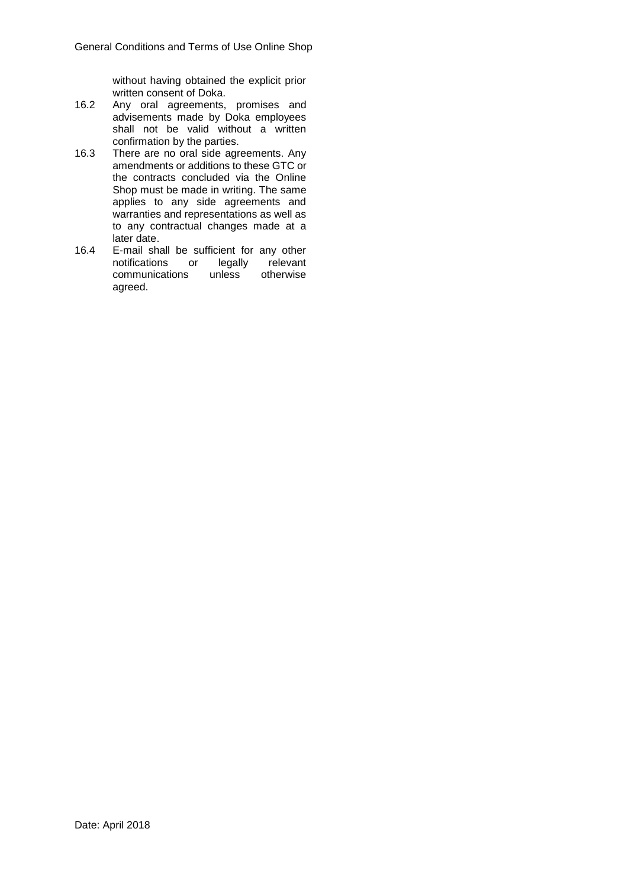without having obtained the explicit prior written consent of Doka.

16.2 Any oral agreements, promises and advisements made by Doka employees shall not be valid without a written confirmation by the parties.

16.3 There are no oral side agreements. Any amendments or additions to these GTC or the contracts concluded via the Online Shop must be made in writing. The same applies to any side agreements and warranties and representations as well as to any contractual changes made at a later date.

16.4 E-mail shall be sufficient for any other notifications or legally relevant communications unless otherwise agreed.

Date: April 2018